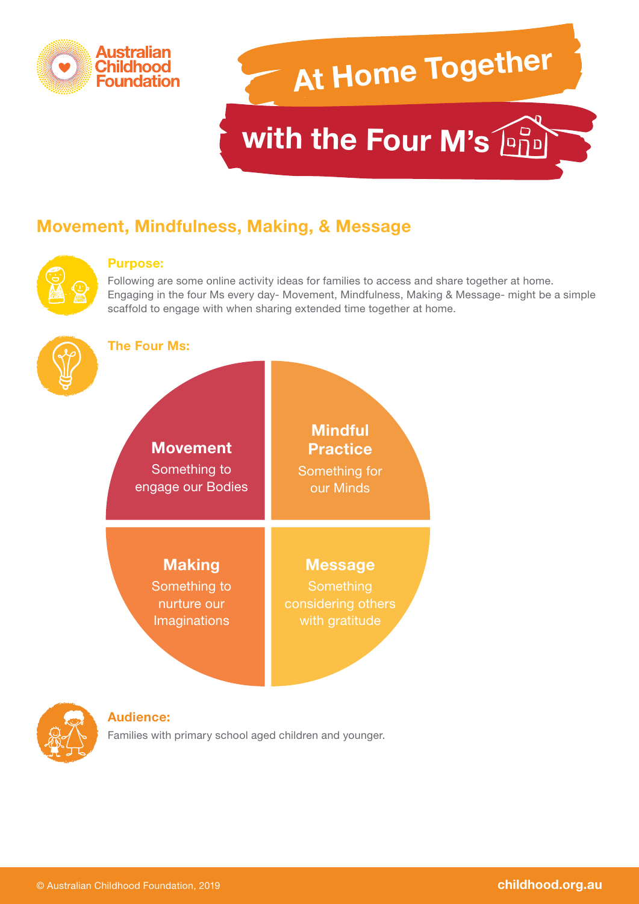Australian Childhood Foundation

# At Home Together with the Four M's

## Movement, Mindfulness, Making, & Message

### Purpose:

Following are some online activity ideas for families to access and share together at home. Engaging in the four Ms every day- Movement, Mindfulness, Making & Message- might be a simple scaffold to engage with when sharing extended time together at home.

### The Four Ms:

**Movement**
Something to engage our Bodies

**Mindful Practice**
Something for our Minds

**Making**
Something to nurture our Imaginations

**Message**
Something considering others with gratitude

### Audience:

Families with primary school aged children and younger.

© Australian Childhood Foundation, 2019

childhood.org.au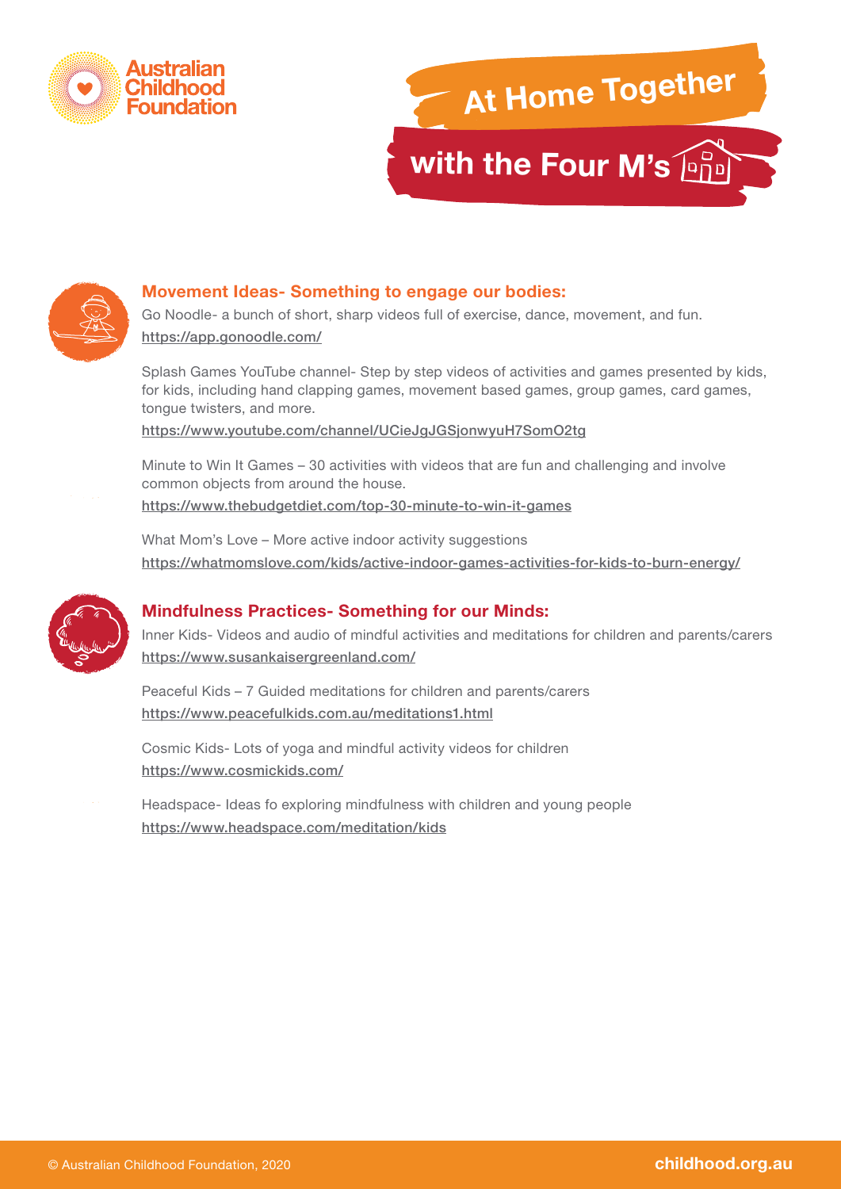Australian Childhood Foundation

# At Home Together with the Four M's

## Movement Ideas- Something to engage our bodies:

Go Noodle- a bunch of short, sharp videos full of exercise, dance, movement, and fun.
https://app.gonoodle.com/

Splash Games YouTube channel- Step by step videos of activities and games presented by kids, for kids, including hand clapping games, movement based games, group games, card games, tongue twisters, and more.
https://www.youtube.com/channel/UCieJgJGSjonwyuH7SomO2tg

Minute to Win It Games – 30 activities with videos that are fun and challenging and involve common objects from around the house.
https://www.thebudgetdiet.com/top-30-minute-to-win-it-games

What Mom's Love – More active indoor activity suggestions
https://whatmomslove.com/kids/active-indoor-games-activities-for-kids-to-burn-energy/

## Mindfulness Practices- Something for our Minds:

Inner Kids- Videos and audio of mindful activities and meditations for children and parents/carers
https://www.susankaisergreenland.com/

Peaceful Kids – 7 Guided meditations for children and parents/carers
https://www.peacefulkids.com.au/meditations1.html

Cosmic Kids- Lots of yoga and mindful activity videos for children
https://www.cosmickids.com/

Headspace- Ideas fo exploring mindfulness with children and young people
https://www.headspace.com/meditation/kids

© Australian Childhood Foundation, 2020 childhood.org.au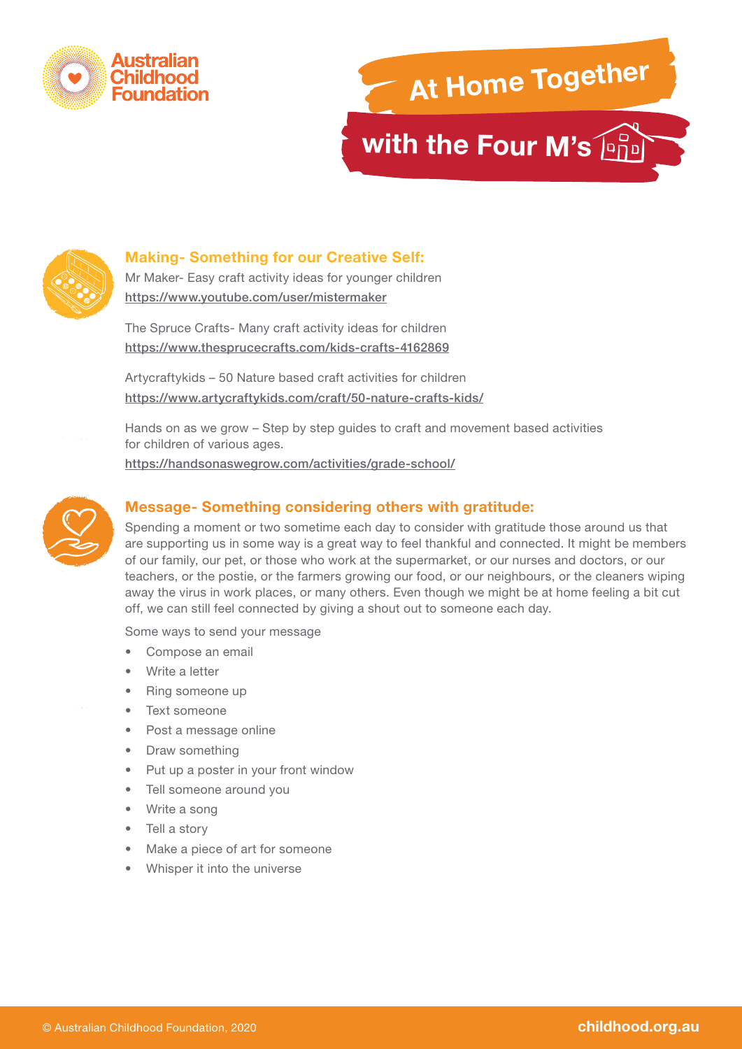# At Home Together with the Four M's

## Making- Something for our Creative Self:

Mr Maker- Easy craft activity ideas for younger children
https://www.youtube.com/user/mistermaker

The Spruce Crafts- Many craft activity ideas for children
https://www.thesprucecrafts.com/kids-crafts-4162869

Artycraftykids – 50 Nature based craft activities for children
https://www.artycraftykids.com/craft/50-nature-crafts-kids/

Hands on as we grow – Step by step guides to craft and movement based activities for children of various ages.
https://handsonaswegrow.com/activities/grade-school/

## Message- Something considering others with gratitude:

Spending a moment or two sometime each day to consider with gratitude those around us that are supporting us in some way is a great way to feel thankful and connected. It might be members of our family, our pet, or those who work at the supermarket, or our nurses and doctors, or our teachers, or the postie, or the farmers growing our food, or our neighbours, or the cleaners wiping away the virus in work places, or many others. Even though we might be at home feeling a bit cut off, we can still feel connected by giving a shout out to someone each day.

Some ways to send your message

- Compose an email
- Write a letter
- Ring someone up
- Text someone
- Post a message online
- Draw something
- Put up a poster in your front window
- Tell someone around you
- Write a song
- Tell a story
- Make a piece of art for someone
- Whisper it into the universe